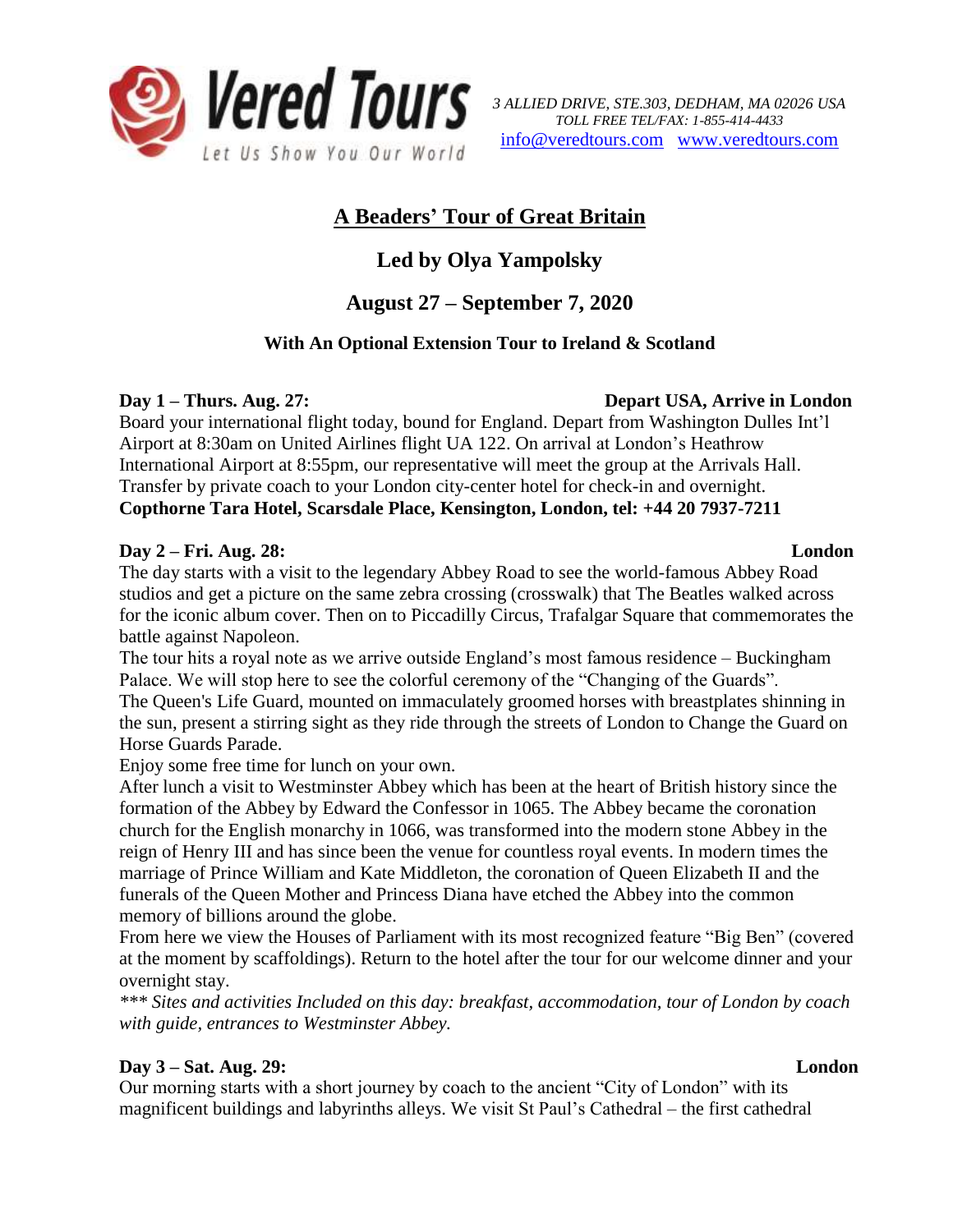**Vered Tours**
Let Us Show You Our World

*3 ALLIED DRIVE, STE.303, DEDHAM, MA 02026 USA*
*TOLL FREE TEL/FAX: 1-855-414-4433*
info@veredtours.com www.veredtours.com

# A Beaders' Tour of Great Britain

## Led by Olya Yampolsky

## August 27 – September 7, 2020

### With An Optional Extension Tour to Ireland & Scotland

**Day 1 – Thurs. Aug. 27: Depart USA, Arrive in London**

Board your international flight today, bound for England. Depart from Washington Dulles Int'l Airport at 8:30am on United Airlines flight UA 122. On arrival at London's Heathrow International Airport at 8:55pm, our representative will meet the group at the Arrivals Hall. Transfer by private coach to your London city-center hotel for check-in and overnight.

**Copthorne Tara Hotel, Scarsdale Place, Kensington, London, tel: +44 20 7937-7211**

**Day 2 – Fri. Aug. 28: London**

The day starts with a visit to the legendary Abbey Road to see the world-famous Abbey Road studios and get a picture on the same zebra crossing (crosswalk) that The Beatles walked across for the iconic album cover. Then on to Piccadilly Circus, Trafalgar Square that commemorates the battle against Napoleon.

The tour hits a royal note as we arrive outside England's most famous residence – Buckingham Palace. We will stop here to see the colorful ceremony of the "Changing of the Guards".

The Queen's Life Guard, mounted on immaculately groomed horses with breastplates shinning in the sun, present a stirring sight as they ride through the streets of London to Change the Guard on Horse Guards Parade.

Enjoy some free time for lunch on your own.

After lunch a visit to Westminster Abbey which has been at the heart of British history since the formation of the Abbey by Edward the Confessor in 1065. The Abbey became the coronation church for the English monarchy in 1066, was transformed into the modern stone Abbey in the reign of Henry III and has since been the venue for countless royal events. In modern times the marriage of Prince William and Kate Middleton, the coronation of Queen Elizabeth II and the funerals of the Queen Mother and Princess Diana have etched the Abbey into the common memory of billions around the globe.

From here we view the Houses of Parliament with its most recognized feature "Big Ben" (covered at the moment by scaffoldings). Return to the hotel after the tour for our welcome dinner and your overnight stay.

*\*\*\* Sites and activities Included on this day: breakfast, accommodation, tour of London by coach with guide, entrances to Westminster Abbey.*

**Day 3 – Sat. Aug. 29: London**

Our morning starts with a short journey by coach to the ancient "City of London" with its magnificent buildings and labyrinths alleys. We visit St Paul's Cathedral – the first cathedral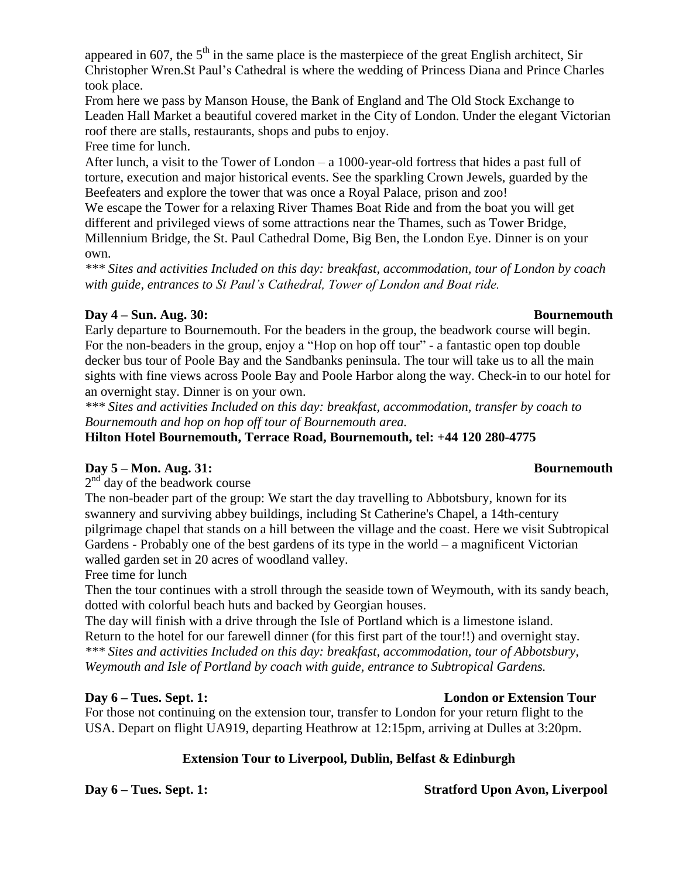appeared in 607, the 5th in the same place is the masterpiece of the great English architect, Sir Christopher Wren.St Paul's Cathedral is where the wedding of Princess Diana and Prince Charles took place.

From here we pass by Manson House, the Bank of England and The Old Stock Exchange to Leaden Hall Market a beautiful covered market in the City of London. Under the elegant Victorian roof there are stalls, restaurants, shops and pubs to enjoy.

Free time for lunch.

After lunch, a visit to the Tower of London – a 1000-year-old fortress that hides a past full of torture, execution and major historical events. See the sparkling Crown Jewels, guarded by the Beefeaters and explore the tower that was once a Royal Palace, prison and zoo!

We escape the Tower for a relaxing River Thames Boat Ride and from the boat you will get different and privileged views of some attractions near the Thames, such as Tower Bridge, Millennium Bridge, the St. Paul Cathedral Dome, Big Ben, the London Eye. Dinner is on your own.

*\*\*\* Sites and activities Included on this day: breakfast, accommodation, tour of London by coach with guide, entrances to St Paul's Cathedral, Tower of London and Boat ride.*

**Day 4 – Sun. Aug. 30: Bournemouth**

Early departure to Bournemouth. For the beaders in the group, the beadwork course will begin. For the non-beaders in the group, enjoy a "Hop on hop off tour" - a fantastic open top double decker bus tour of Poole Bay and the Sandbanks peninsula. The tour will take us to all the main sights with fine views across Poole Bay and Poole Harbor along the way. Check-in to our hotel for an overnight stay. Dinner is on your own.

*\*\*\* Sites and activities Included on this day: breakfast, accommodation, transfer by coach to Bournemouth and hop on hop off tour of Bournemouth area.*

**Hilton Hotel Bournemouth, Terrace Road, Bournemouth, tel: +44 120 280-4775**

**Day 5 – Mon. Aug. 31: Bournemouth**

2nd day of the beadwork course

The non-beader part of the group: We start the day travelling to Abbotsbury, known for its swannery and surviving abbey buildings, including St Catherine's Chapel, a 14th-century pilgrimage chapel that stands on a hill between the village and the coast. Here we visit Subtropical Gardens - Probably one of the best gardens of its type in the world – a magnificent Victorian walled garden set in 20 acres of woodland valley.

Free time for lunch

Then the tour continues with a stroll through the seaside town of Weymouth, with its sandy beach, dotted with colorful beach huts and backed by Georgian houses.

The day will finish with a drive through the Isle of Portland which is a limestone island.

Return to the hotel for our farewell dinner (for this first part of the tour!!) and overnight stay.

*\*\*\* Sites and activities Included on this day: breakfast, accommodation, tour of Abbotsbury, Weymouth and Isle of Portland by coach with guide, entrance to Subtropical Gardens.*

**Day 6 – Tues. Sept. 1: London or Extension Tour**

For those not continuing on the extension tour, transfer to London for your return flight to the USA. Depart on flight UA919, departing Heathrow at 12:15pm, arriving at Dulles at 3:20pm.

## Extension Tour to Liverpool, Dublin, Belfast & Edinburgh

**Day 6 – Tues. Sept. 1: Stratford Upon Avon, Liverpool**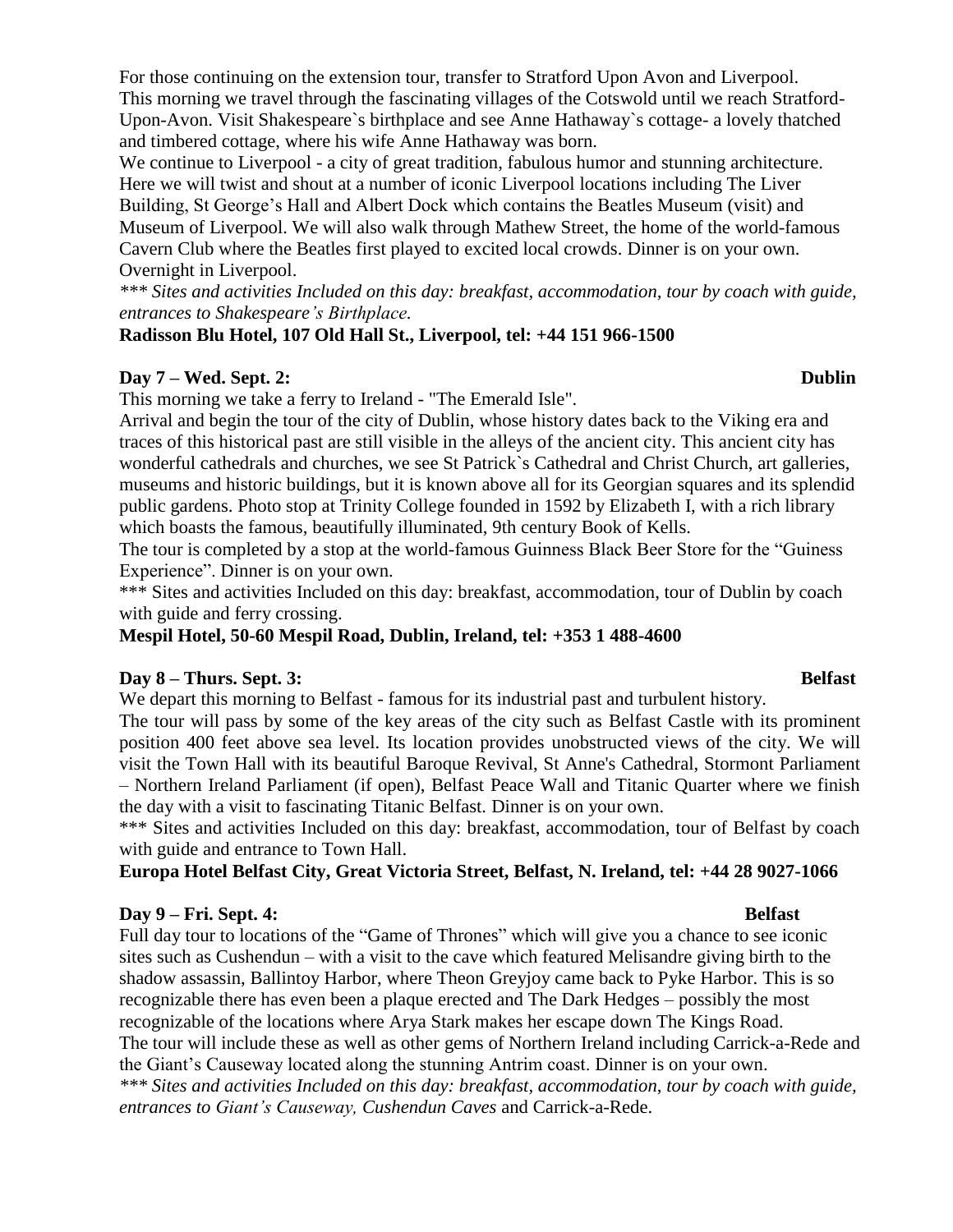For those continuing on the extension tour, transfer to Stratford Upon Avon and Liverpool. This morning we travel through the fascinating villages of the Cotswold until we reach Stratford-Upon-Avon. Visit Shakespeare`s birthplace and see Anne Hathaway`s cottage- a lovely thatched and timbered cottage, where his wife Anne Hathaway was born.

We continue to Liverpool - a city of great tradition, fabulous humor and stunning architecture. Here we will twist and shout at a number of iconic Liverpool locations including The Liver Building, St George's Hall and Albert Dock which contains the Beatles Museum (visit) and Museum of Liverpool. We will also walk through Mathew Street, the home of the world-famous Cavern Club where the Beatles first played to excited local crowds. Dinner is on your own. Overnight in Liverpool.

*\*\*\* Sites and activities Included on this day: breakfast, accommodation, tour by coach with guide, entrances to Shakespeare's Birthplace.*

**Radisson Blu Hotel, 107 Old Hall St., Liverpool, tel: +44 151 966-1500**

**Day 7 – Wed. Sept. 2: Dublin**

This morning we take a ferry to Ireland - "The Emerald Isle".

Arrival and begin the tour of the city of Dublin, whose history dates back to the Viking era and traces of this historical past are still visible in the alleys of the ancient city. This ancient city has wonderful cathedrals and churches, we see St Patrick`s Cathedral and Christ Church, art galleries, museums and historic buildings, but it is known above all for its Georgian squares and its splendid public gardens. Photo stop at Trinity College founded in 1592 by Elizabeth I, with a rich library which boasts the famous, beautifully illuminated, 9th century Book of Kells.

The tour is completed by a stop at the world-famous Guinness Black Beer Store for the "Guiness Experience". Dinner is on your own.

\*\*\* Sites and activities Included on this day: breakfast, accommodation, tour of Dublin by coach with guide and ferry crossing.

**Mespil Hotel, 50-60 Mespil Road, Dublin, Ireland, tel: +353 1 488-4600**

**Day 8 – Thurs. Sept. 3: Belfast**

We depart this morning to Belfast - famous for its industrial past and turbulent history.

The tour will pass by some of the key areas of the city such as Belfast Castle with its prominent position 400 feet above sea level. Its location provides unobstructed views of the city. We will visit the Town Hall with its beautiful Baroque Revival, St Anne's Cathedral, Stormont Parliament – Northern Ireland Parliament (if open), Belfast Peace Wall and Titanic Quarter where we finish the day with a visit to fascinating Titanic Belfast. Dinner is on your own.

\*\*\* Sites and activities Included on this day: breakfast, accommodation, tour of Belfast by coach with guide and entrance to Town Hall.

**Europa Hotel Belfast City, Great Victoria Street, Belfast, N. Ireland, tel: +44 28 9027-1066**

**Day 9 – Fri. Sept. 4: Belfast**

Full day tour to locations of the "Game of Thrones" which will give you a chance to see iconic sites such as Cushendun – with a visit to the cave which featured Melisandre giving birth to the shadow assassin, Ballintoy Harbor, where Theon Greyjoy came back to Pyke Harbor. This is so recognizable there has even been a plaque erected and The Dark Hedges – possibly the most recognizable of the locations where Arya Stark makes her escape down The Kings Road.

The tour will include these as well as other gems of Northern Ireland including Carrick-a-Rede and the Giant's Causeway located along the stunning Antrim coast. Dinner is on your own.

*\*\*\* Sites and activities Included on this day: breakfast, accommodation, tour by coach with guide, entrances to Giant's Causeway, Cushendun Caves* and Carrick-a-Rede.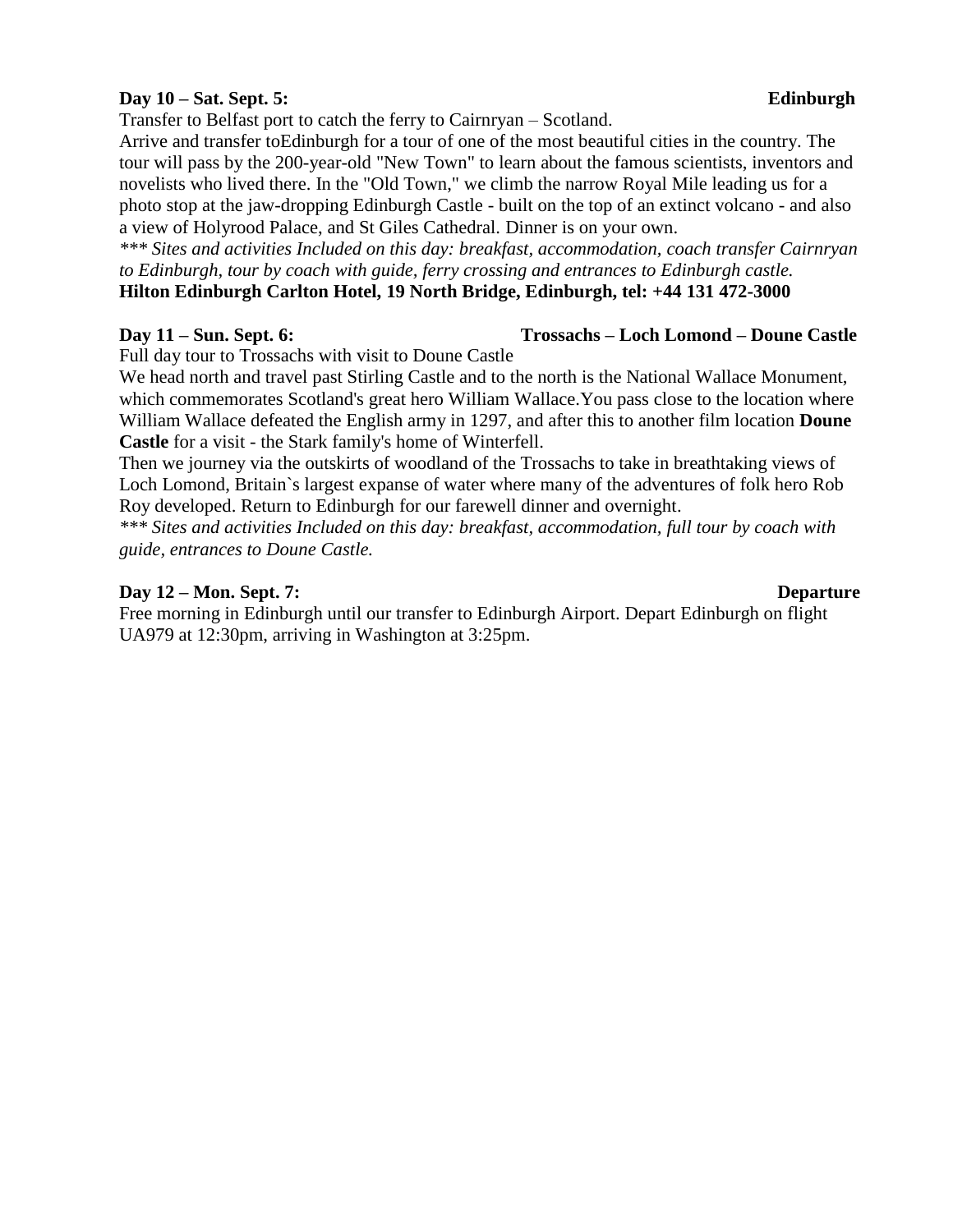**Day 10 – Sat. Sept. 5: Edinburgh**

Transfer to Belfast port to catch the ferry to Cairnryan – Scotland.

Arrive and transfer toEdinburgh for a tour of one of the most beautiful cities in the country. The tour will pass by the 200-year-old "New Town" to learn about the famous scientists, inventors and novelists who lived there. In the "Old Town," we climb the narrow Royal Mile leading us for a photo stop at the jaw-dropping Edinburgh Castle - built on the top of an extinct volcano - and also a view of Holyrood Palace, and St Giles Cathedral. Dinner is on your own.

*\*\*\* Sites and activities Included on this day: breakfast, accommodation, coach transfer Cairnryan to Edinburgh, tour by coach with guide, ferry crossing and entrances to Edinburgh castle.*

**Hilton Edinburgh Carlton Hotel, 19 North Bridge, Edinburgh, tel: +44 131 472-3000**

**Day 11 – Sun. Sept. 6: Trossachs – Loch Lomond – Doune Castle**

Full day tour to Trossachs with visit to Doune Castle

We head north and travel past Stirling Castle and to the north is the National Wallace Monument, which commemorates Scotland's great hero William Wallace.You pass close to the location where William Wallace defeated the English army in 1297, and after this to another film location **Doune Castle** for a visit - the Stark family's home of Winterfell.

Then we journey via the outskirts of woodland of the Trossachs to take in breathtaking views of Loch Lomond, Britain`s largest expanse of water where many of the adventures of folk hero Rob Roy developed. Return to Edinburgh for our farewell dinner and overnight.

*\*\*\* Sites and activities Included on this day: breakfast, accommodation, full tour by coach with guide, entrances to Doune Castle.*

**Day 12 – Mon. Sept. 7: Departure**

Free morning in Edinburgh until our transfer to Edinburgh Airport. Depart Edinburgh on flight UA979 at 12:30pm, arriving in Washington at 3:25pm.